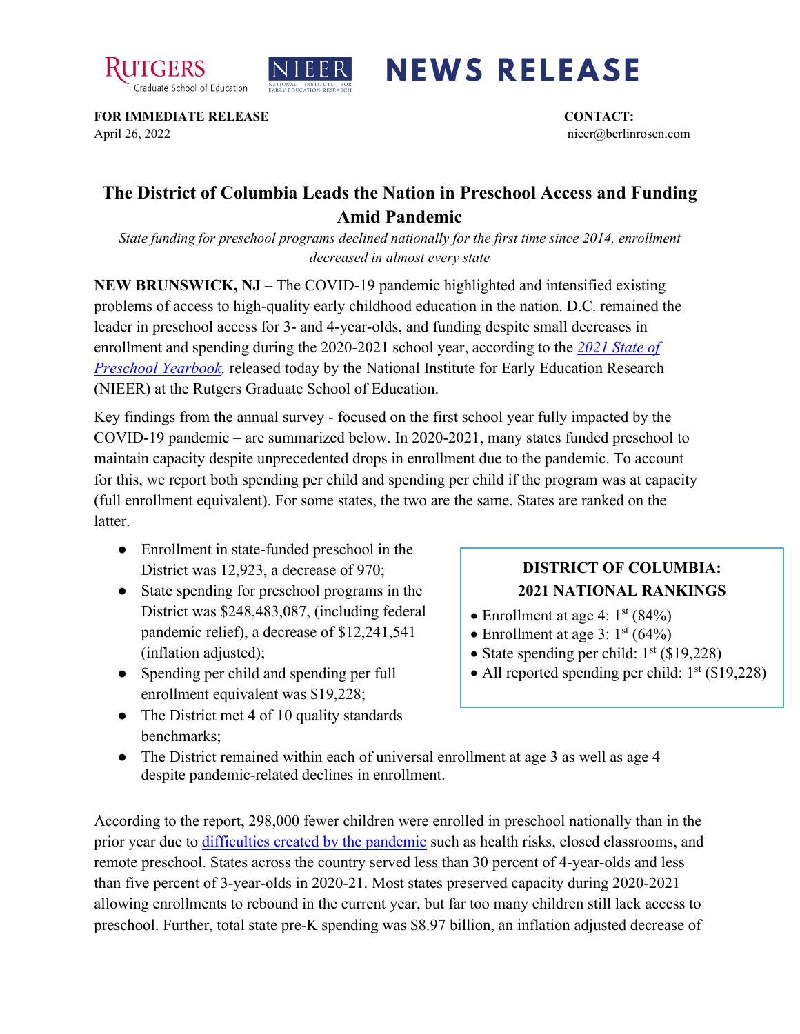RUTGERS Graduate School of Education | NIEER NATIONAL INSTITUTE FOR EARLY EDUCATION RESEARCH

# NEWS RELEASE

**FOR IMMEDIATE RELEASE**
April 26, 2022

**CONTACT:**
nieer@berlinrosen.com

## The District of Columbia Leads the Nation in Preschool Access and Funding Amid Pandemic

*State funding for preschool programs declined nationally for the first time since 2014, enrollment decreased in almost every state*

**NEW BRUNSWICK, NJ** – The COVID-19 pandemic highlighted and intensified existing problems of access to high-quality early childhood education in the nation. D.C. remained the leader in preschool access for 3- and 4-year-olds, and funding despite small decreases in enrollment and spending during the 2020-2021 school year, according to the *2021 State of Preschool Yearbook,* released today by the National Institute for Early Education Research (NIEER) at the Rutgers Graduate School of Education.

Key findings from the annual survey - focused on the first school year fully impacted by the COVID-19 pandemic – are summarized below. In 2020-2021, many states funded preschool to maintain capacity despite unprecedented drops in enrollment due to the pandemic. To account for this, we report both spending per child and spending per child if the program was at capacity (full enrollment equivalent). For some states, the two are the same. States are ranked on the latter.

- Enrollment in state-funded preschool in the District was 12,923, a decrease of 970;
- State spending for preschool programs in the District was $248,483,087, (including federal pandemic relief), a decrease of $12,241,541 (inflation adjusted);
- Spending per child and spending per full enrollment equivalent was $19,228;
- The District met 4 of 10 quality standards benchmarks;
- The District remained within each of universal enrollment at age 3 as well as age 4 despite pandemic-related declines in enrollment.

**DISTRICT OF COLUMBIA: 2021 NATIONAL RANKINGS**

- Enrollment at age 4: 1st (84%)
- Enrollment at age 3: 1st (64%)
- State spending per child: 1st ($19,228)
- All reported spending per child: 1st ($19,228)

According to the report, 298,000 fewer children were enrolled in preschool nationally than in the prior year due to difficulties created by the pandemic such as health risks, closed classrooms, and remote preschool. States across the country served less than 30 percent of 4-year-olds and less than five percent of 3-year-olds in 2020-21. Most states preserved capacity during 2020-2021 allowing enrollments to rebound in the current year, but far too many children still lack access to preschool. Further, total state pre-K spending was $8.97 billion, an inflation adjusted decrease of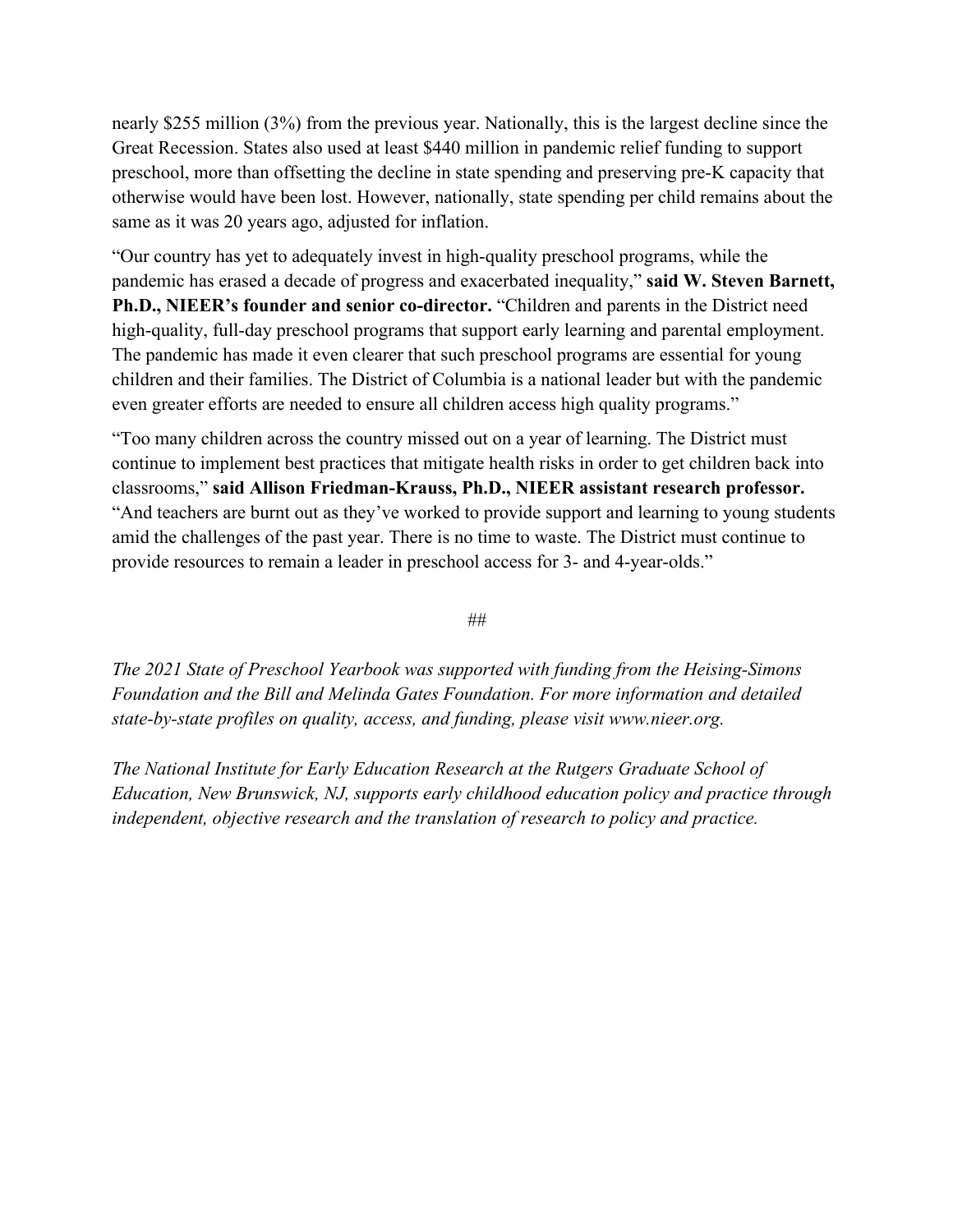nearly $255 million (3%) from the previous year. Nationally, this is the largest decline since the Great Recession. States also used at least $440 million in pandemic relief funding to support preschool, more than offsetting the decline in state spending and preserving pre-K capacity that otherwise would have been lost. However, nationally, state spending per child remains about the same as it was 20 years ago, adjusted for inflation.

"Our country has yet to adequately invest in high-quality preschool programs, while the pandemic has erased a decade of progress and exacerbated inequality," **said W. Steven Barnett, Ph.D., NIEER's founder and senior co-director.** "Children and parents in the District need high-quality, full-day preschool programs that support early learning and parental employment. The pandemic has made it even clearer that such preschool programs are essential for young children and their families. The District of Columbia is a national leader but with the pandemic even greater efforts are needed to ensure all children access high quality programs."

"Too many children across the country missed out on a year of learning. The District must continue to implement best practices that mitigate health risks in order to get children back into classrooms," **said Allison Friedman-Krauss, Ph.D., NIEER assistant research professor.** "And teachers are burnt out as they've worked to provide support and learning to young students amid the challenges of the past year. There is no time to waste. The District must continue to provide resources to remain a leader in preschool access for 3- and 4-year-olds."

##

*The 2021 State of Preschool Yearbook was supported with funding from the Heising-Simons Foundation and the Bill and Melinda Gates Foundation. For more information and detailed state-by-state profiles on quality, access, and funding, please visit www.nieer.org.*

*The National Institute for Early Education Research at the Rutgers Graduate School of Education, New Brunswick, NJ, supports early childhood education policy and practice through independent, objective research and the translation of research to policy and practice.*